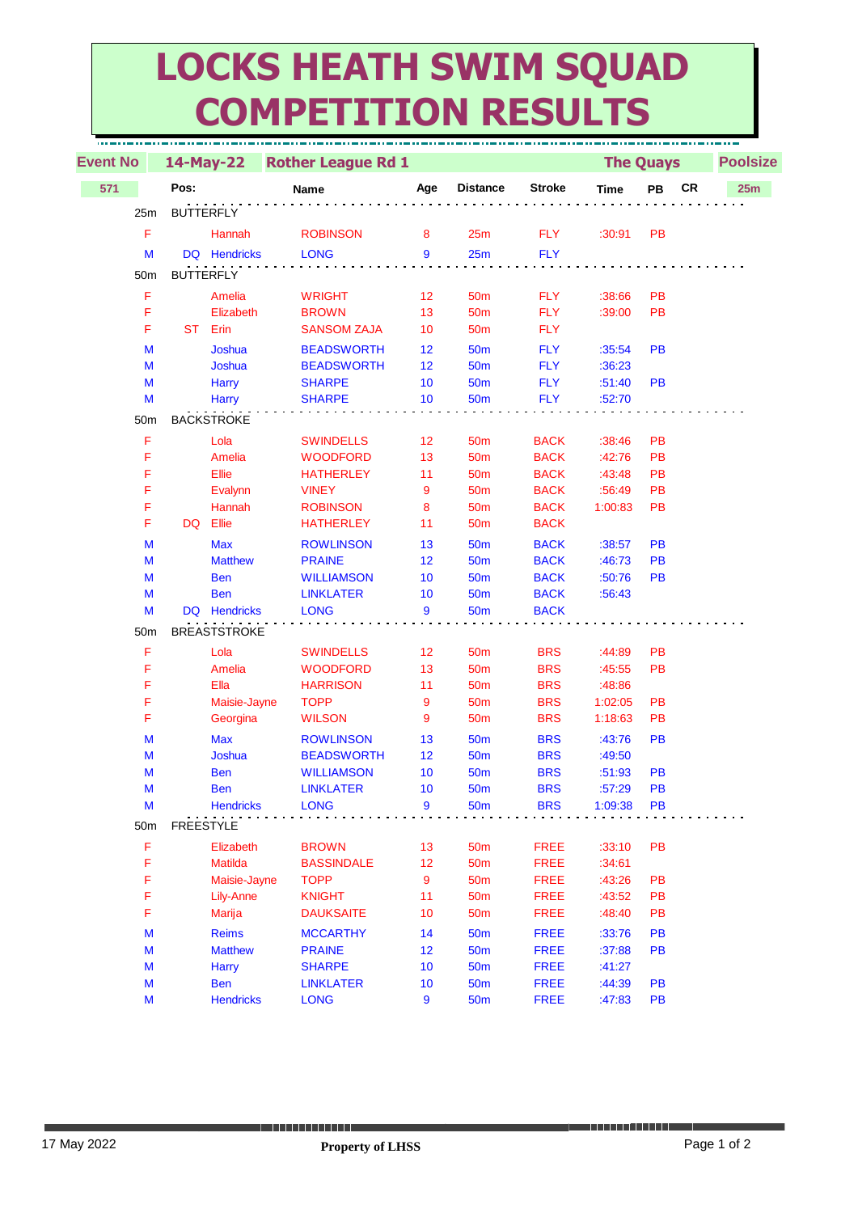# LOCKS HEATH SWIM SQUAD COMPETITION RESULTS

| Event No | 14-May-22 | Rother League Rd 1 | | | | | The Quays | | | Poolsize |
|---|---|---|---|---|---|---|---|---|---|---|
| 571 | Pos: | Name | | Age | Distance | Stroke | Time | PB | CR | 25m |
| 25m | BUTTERFLY | | | | | | | | | |
| F | | Hannah | ROBINSON | 8 | 25m | FLY | :30:91 | PB | | |
| M | DQ | Hendricks | LONG | 9 | 25m | FLY | | | | |
| 50m | BUTTERFLY | | | | | | | | | |
| F | | Amelia | WRIGHT | 12 | 50m | FLY | :38:66 | PB | | |
| F | | Elizabeth | BROWN | 13 | 50m | FLY | :39:00 | PB | | |
| F | ST | Erin | SANSOM ZAJA | 10 | 50m | FLY | | | | |
| M | | Joshua | BEADSWORTH | 12 | 50m | FLY | :35:54 | PB | | |
| M | | Joshua | BEADSWORTH | 12 | 50m | FLY | :36:23 | | | |
| M | | Harry | SHARPE | 10 | 50m | FLY | :51:40 | PB | | |
| M | | Harry | SHARPE | 10 | 50m | FLY | :52:70 | | | |
| 50m | BACKSTROKE | | | | | | | | | |
| F | | Lola | SWINDELLS | 12 | 50m | BACK | :38:46 | PB | | |
| F | | Amelia | WOODFORD | 13 | 50m | BACK | :42:76 | PB | | |
| F | | Ellie | HATHERLEY | 11 | 50m | BACK | :43:48 | PB | | |
| F | | Evalynn | VINEY | 9 | 50m | BACK | :56:49 | PB | | |
| F | | Hannah | ROBINSON | 8 | 50m | BACK | 1:00:83 | PB | | |
| F | DQ | Ellie | HATHERLEY | 11 | 50m | BACK | | | | |
| M | | Max | ROWLINSON | 13 | 50m | BACK | :38:57 | PB | | |
| M | | Matthew | PRAINE | 12 | 50m | BACK | :46:73 | PB | | |
| M | | Ben | WILLIAMSON | 10 | 50m | BACK | :50:76 | PB | | |
| M | | Ben | LINKLATER | 10 | 50m | BACK | :56:43 | | | |
| M | DQ | Hendricks | LONG | 9 | 50m | BACK | | | | |
| 50m | BREASTSTROKE | | | | | | | | | |
| F | | Lola | SWINDELLS | 12 | 50m | BRS | :44:89 | PB | | |
| F | | Amelia | WOODFORD | 13 | 50m | BRS | :45:55 | PB | | |
| F | | Ella | HARRISON | 11 | 50m | BRS | :48:86 | | | |
| F | | Maisie-Jayne | TOPP | 9 | 50m | BRS | 1:02:05 | PB | | |
| F | | Georgina | WILSON | 9 | 50m | BRS | 1:18:63 | PB | | |
| M | | Max | ROWLINSON | 13 | 50m | BRS | :43:76 | PB | | |
| M | | Joshua | BEADSWORTH | 12 | 50m | BRS | :49:50 | | | |
| M | | Ben | WILLIAMSON | 10 | 50m | BRS | :51:93 | PB | | |
| M | | Ben | LINKLATER | 10 | 50m | BRS | :57:29 | PB | | |
| M | | Hendricks | LONG | 9 | 50m | BRS | 1:09:38 | PB | | |
| 50m | FREESTYLE | | | | | | | | | |
| F | | Elizabeth | BROWN | 13 | 50m | FREE | :33:10 | PB | | |
| F | | Matilda | BASSINDALE | 12 | 50m | FREE | :34:61 | | | |
| F | | Maisie-Jayne | TOPP | 9 | 50m | FREE | :43:26 | PB | | |
| F | | Lily-Anne | KNIGHT | 11 | 50m | FREE | :43:52 | PB | | |
| F | | Marija | DAUKSAITE | 10 | 50m | FREE | :48:40 | PB | | |
| M | | Reims | MCCARTHY | 14 | 50m | FREE | :33:76 | PB | | |
| M | | Matthew | PRAINE | 12 | 50m | FREE | :37:88 | PB | | |
| M | | Harry | SHARPE | 10 | 50m | FREE | :41:27 | | | |
| M | | Ben | LINKLATER | 10 | 50m | FREE | :44:39 | PB | | |
| M | | Hendricks | LONG | 9 | 50m | FREE | :47:83 | PB | | |

17 May 2022 **Property of LHSS**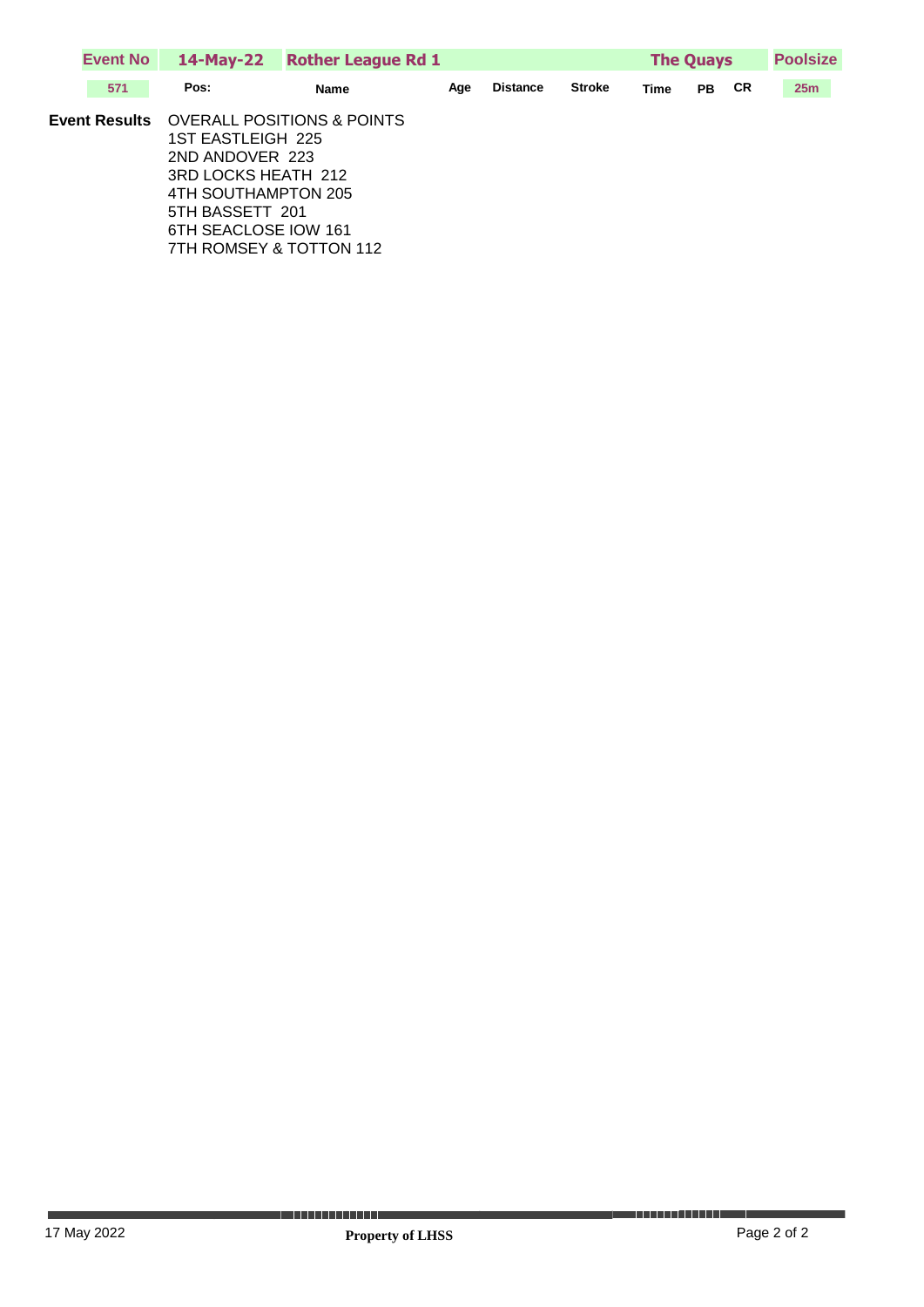| Event No | 14-May-22 | Rother League Rd 1 | | | | | The Quays | | Poolsize |
|---|---|---|---|---|---|---|---|---|---|
| 571 | Pos: | Name | Age | Distance | Stroke | Time | PB | CR | 25m |

**Event Results**

OVERALL POSITIONS & POINTS
1ST EASTLEIGH 225
2ND ANDOVER 223
3RD LOCKS HEATH 212
4TH SOUTHAMPTON 205
5TH BASSETT 201
6TH SEACLOSE IOW 161
7TH ROMSEY & TOTTON 112

17 May 2022

**Property of LHSS**